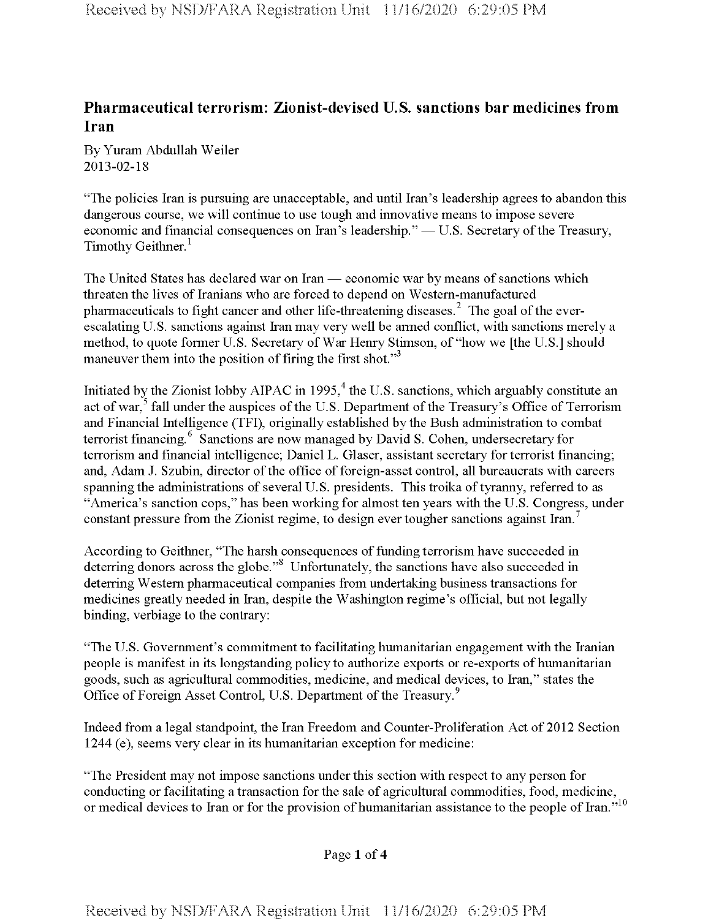# Pharmaceutical terrorism: Zionist-devised U.S. sanctions bar medicines from Iran

By Yuram Abdullah Weiler
2013-02-18

"The policies Iran is pursuing are unacceptable, and until Iran's leadership agrees to abandon this dangerous course, we will continue to use tough and innovative means to impose severe economic and financial consequences on Iran's leadership." — U.S. Secretary of the Treasury, Timothy Geithner.[1]

The United States has declared war on Iran — economic war by means of sanctions which threaten the lives of Iranians who are forced to depend on Western-manufactured pharmaceuticals to fight cancer and other life-threatening diseases.[2] The goal of the ever-escalating U.S. sanctions against Iran may very well be armed conflict, with sanctions merely a method, to quote former U.S. Secretary of War Henry Stimson, of "how we [the U.S.] should maneuver them into the position of firing the first shot."[3]

Initiated by the Zionist lobby AIPAC in 1995,[4] the U.S. sanctions, which arguably constitute an act of war,[5] fall under the auspices of the U.S. Department of the Treasury's Office of Terrorism and Financial Intelligence (TFI), originally established by the Bush administration to combat terrorist financing.[6] Sanctions are now managed by David S. Cohen, undersecretary for terrorism and financial intelligence; Daniel L. Glaser, assistant secretary for terrorist financing; and, Adam J. Szubin, director of the office of foreign-asset control, all bureaucrats with careers spanning the administrations of several U.S. presidents. This troika of tyranny, referred to as "America's sanction cops," has been working for almost ten years with the U.S. Congress, under constant pressure from the Zionist regime, to design ever tougher sanctions against Iran.[7]

According to Geithner, "The harsh consequences of funding terrorism have succeeded in deterring donors across the globe."[8] Unfortunately, the sanctions have also succeeded in deterring Western pharmaceutical companies from undertaking business transactions for medicines greatly needed in Iran, despite the Washington regime's official, but not legally binding, verbiage to the contrary:

"The U.S. Government's commitment to facilitating humanitarian engagement with the Iranian people is manifest in its longstanding policy to authorize exports or re-exports of humanitarian goods, such as agricultural commodities, medicine, and medical devices, to Iran," states the Office of Foreign Asset Control, U.S. Department of the Treasury.[9]

Indeed from a legal standpoint, the Iran Freedom and Counter-Proliferation Act of 2012 Section 1244 (e), seems very clear in its humanitarian exception for medicine:

"The President may not impose sanctions under this section with respect to any person for conducting or facilitating a transaction for the sale of agricultural commodities, food, medicine, or medical devices to Iran or for the provision of humanitarian assistance to the people of Iran."[10]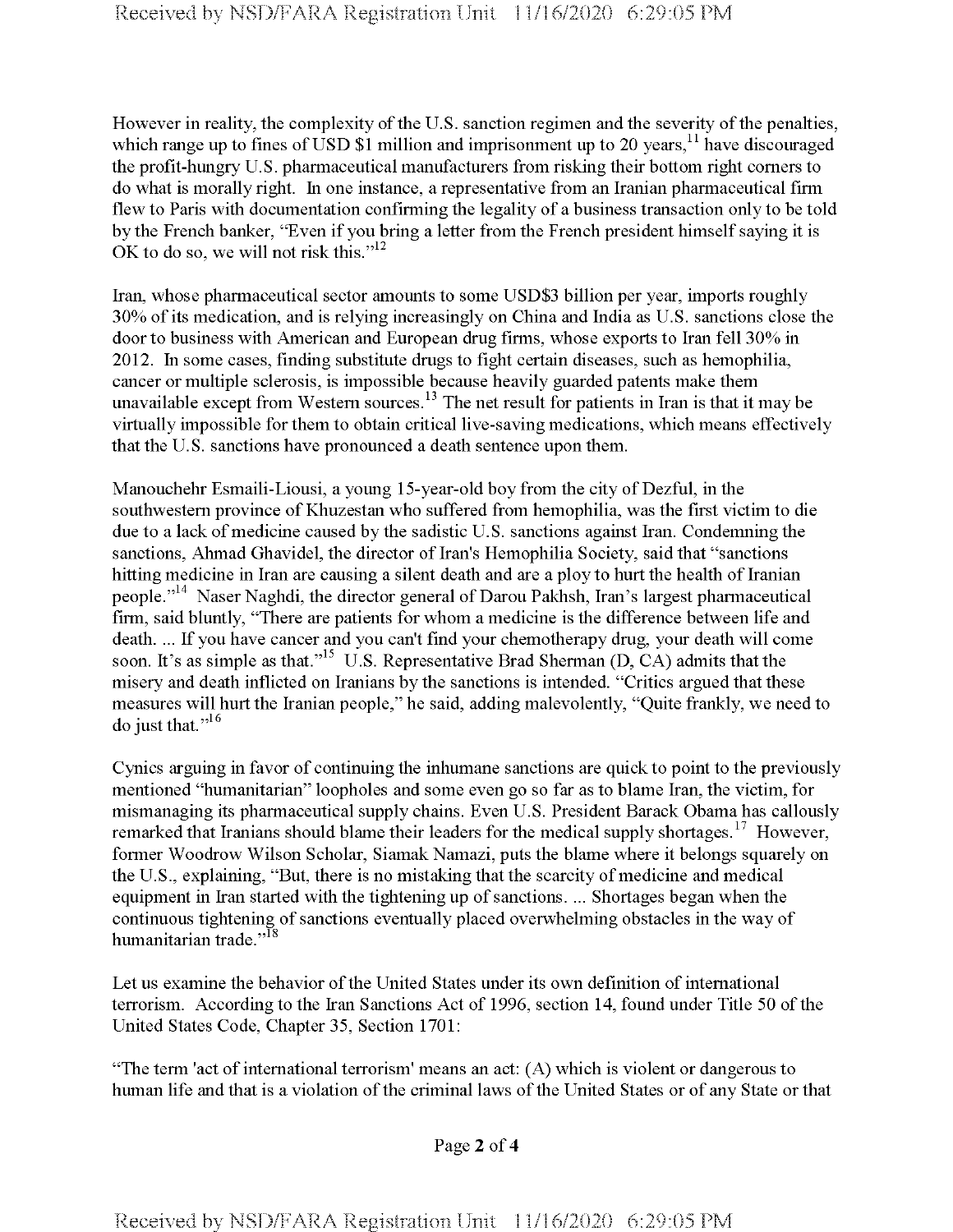However in reality, the complexity of the U.S. sanction regimen and the severity of the penalties, which range up to fines of USD $1 million and imprisonment up to 20 years,[11] have discouraged the profit-hungry U.S. pharmaceutical manufacturers from risking their bottom right corners to do what is morally right. In one instance, a representative from an Iranian pharmaceutical firm flew to Paris with documentation confirming the legality of a business transaction only to be told by the French banker, "Even if you bring a letter from the French president himself saying it is OK to do so, we will not risk this."[12]

Iran, whose pharmaceutical sector amounts to some USD$3 billion per year, imports roughly 30% of its medication, and is relying increasingly on China and India as U.S. sanctions close the door to business with American and European drug firms, whose exports to Iran fell 30% in 2012. In some cases, finding substitute drugs to fight certain diseases, such as hemophilia, cancer or multiple sclerosis, is impossible because heavily guarded patents make them unavailable except from Western sources.[13] The net result for patients in Iran is that it may be virtually impossible for them to obtain critical live-saving medications, which means effectively that the U.S. sanctions have pronounced a death sentence upon them.

Manouchehr Esmaili-Liousi, a young 15-year-old boy from the city of Dezful, in the southwestern province of Khuzestan who suffered from hemophilia, was the first victim to die due to a lack of medicine caused by the sadistic U.S. sanctions against Iran. Condemning the sanctions, Ahmad Ghavidel, the director of Iran's Hemophilia Society, said that "sanctions hitting medicine in Iran are causing a silent death and are a ploy to hurt the health of Iranian people."[14] Naser Naghdi, the director general of Darou Pakhsh, Iran's largest pharmaceutical firm, said bluntly, "There are patients for whom a medicine is the difference between life and death. ... If you have cancer and you can't find your chemotherapy drug, your death will come soon. It's as simple as that."[15] U.S. Representative Brad Sherman (D, CA) admits that the misery and death inflicted on Iranians by the sanctions is intended. "Critics argued that these measures will hurt the Iranian people," he said, adding malevolently, "Quite frankly, we need to do just that."[16]

Cynics arguing in favor of continuing the inhumane sanctions are quick to point to the previously mentioned "humanitarian" loopholes and some even go so far as to blame Iran, the victim, for mismanaging its pharmaceutical supply chains. Even U.S. President Barack Obama has callously remarked that Iranians should blame their leaders for the medical supply shortages.[17] However, former Woodrow Wilson Scholar, Siamak Namazi, puts the blame where it belongs squarely on the U.S., explaining, "But, there is no mistaking that the scarcity of medicine and medical equipment in Iran started with the tightening up of sanctions. ... Shortages began when the continuous tightening of sanctions eventually placed overwhelming obstacles in the way of humanitarian trade."[18]

Let us examine the behavior of the United States under its own definition of international terrorism. According to the Iran Sanctions Act of 1996, section 14, found under Title 50 of the United States Code, Chapter 35, Section 1701:

"The term 'act of international terrorism' means an act: (A) which is violent or dangerous to human life and that is a violation of the criminal laws of the United States or of any State or that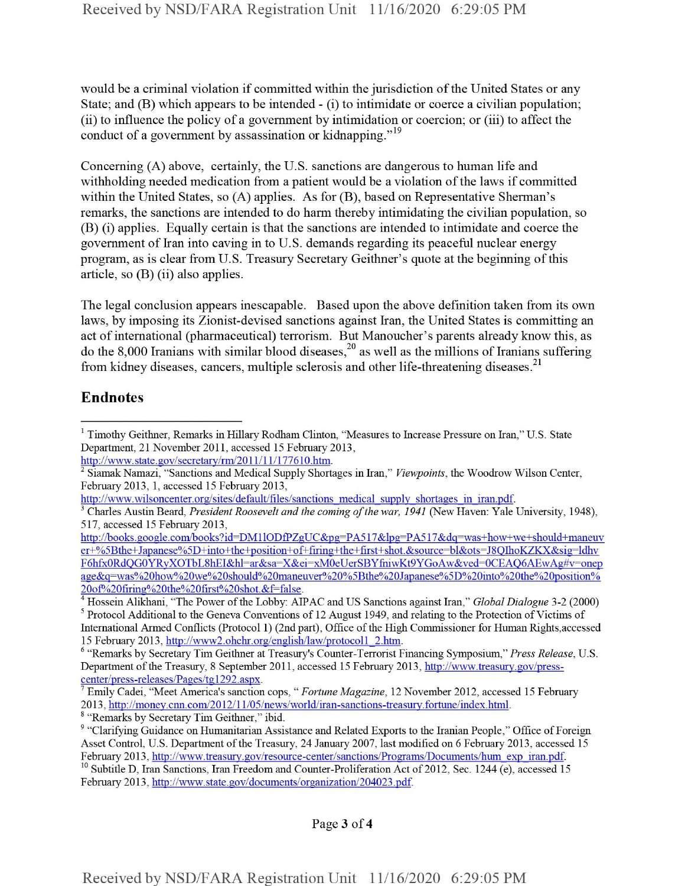would be a criminal violation if committed within the jurisdiction of the United States or any State; and (B) which appears to be intended - (i) to intimidate or coerce a civilian population; (ii) to influence the policy of a government by intimidation or coercion; or (iii) to affect the conduct of a government by assassination or kidnapping."[19]

Concerning (A) above, certainly, the U.S. sanctions are dangerous to human life and withholding needed medication from a patient would be a violation of the laws if committed within the United States, so (A) applies. As for (B), based on Representative Sherman's remarks, the sanctions are intended to do harm thereby intimidating the civilian population, so (B) (i) applies. Equally certain is that the sanctions are intended to intimidate and coerce the government of Iran into caving in to U.S. demands regarding its peaceful nuclear energy program, as is clear from U.S. Treasury Secretary Geithner's quote at the beginning of this article, so (B) (ii) also applies.

The legal conclusion appears inescapable. Based upon the above definition taken from its own laws, by imposing its Zionist-devised sanctions against Iran, the United States is committing an act of international (pharmaceutical) terrorism. But Manoucher's parents already know this, as do the 8,000 Iranians with similar blood diseases,[20] as well as the millions of Iranians suffering from kidney diseases, cancers, multiple sclerosis and other life-threatening diseases.[21]

## Endnotes

[1] Timothy Geithner, Remarks in Hillary Rodham Clinton, "Measures to Increase Pressure on Iran," U.S. State Department, 21 November 2011, accessed 15 February 2013, http://www.state.gov/secretary/rm/2011/11/177610.htm.

[2] Siamak Namazi, "Sanctions and Medical Supply Shortages in Iran," *Viewpoints*, the Woodrow Wilson Center, February 2013, 1, accessed 15 February 2013, http://www.wilsoncenter.org/sites/default/files/sanctions_medical_supply_shortages_in_iran.pdf.

[3] Charles Austin Beard, *President Roosevelt and the coming of the war, 1941* (New Haven: Yale University, 1948), 517, accessed 15 February 2013, http://books.google.com/books?id=DM1lODfPZgUC&pg=PA517&lpg=PA517&dq=was+how+we+should+maneuver+%5Bthe+Japanese%5D+into+the+position+of+firing+the+first+shot.&source=bl&ots=J8QIhoKZKX&sig=ldhvF6hfx0RdQG0YRyXOTbL8hEI&hl=ar&sa=X&ei=xM0eUerSBYfniwKt9YGoAw&ved=0CEAQ6AEwAg#v=onepage&q=was%20how%20we%20should%20maneuver%20%5Bthe%20Japanese%5D%20into%20the%20position%20of%20firing%20the%20first%20shot.&f=false.

[4] Hossein Alikhani, "The Power of the Lobby: AIPAC and US Sanctions against Iran," *Global Dialogue* 3-2 (2000)

[5] Protocol Additional to the Geneva Conventions of 12 August 1949, and relating to the Protection of Victims of International Armed Conflicts (Protocol I) (2nd part), Office of the High Commissioner for Human Rights,accessed 15 February 2013, http://www2.ohchr.org/english/law/protocol1_2.htm.

[6] "Remarks by Secretary Tim Geithner at Treasury's Counter-Terrorist Financing Symposium," *Press Release*, U.S. Department of the Treasury, 8 September 2011, accessed 15 February 2013, http://www.treasury.gov/press-center/press-releases/Pages/tg1292.aspx.

[7] Emily Cadei, "Meet America's sanction cops, " *Fortune Magazine*, 12 November 2012, accessed 15 February 2013, http://money.cnn.com/2012/11/05/news/world/iran-sanctions-treasury.fortune/index.html.

[8] "Remarks by Secretary Tim Geithner," ibid.

[9] "Clarifying Guidance on Humanitarian Assistance and Related Exports to the Iranian People," Office of Foreign Asset Control, U.S. Department of the Treasury, 24 January 2007, last modified on 6 February 2013, accessed 15 February 2013, http://www.treasury.gov/resource-center/sanctions/Programs/Documents/hum_exp_iran.pdf.

[10] Subtitle D, Iran Sanctions, Iran Freedom and Counter-Proliferation Act of 2012, Sec. 1244 (e), accessed 15 February 2013, http://www.state.gov/documents/organization/204023.pdf.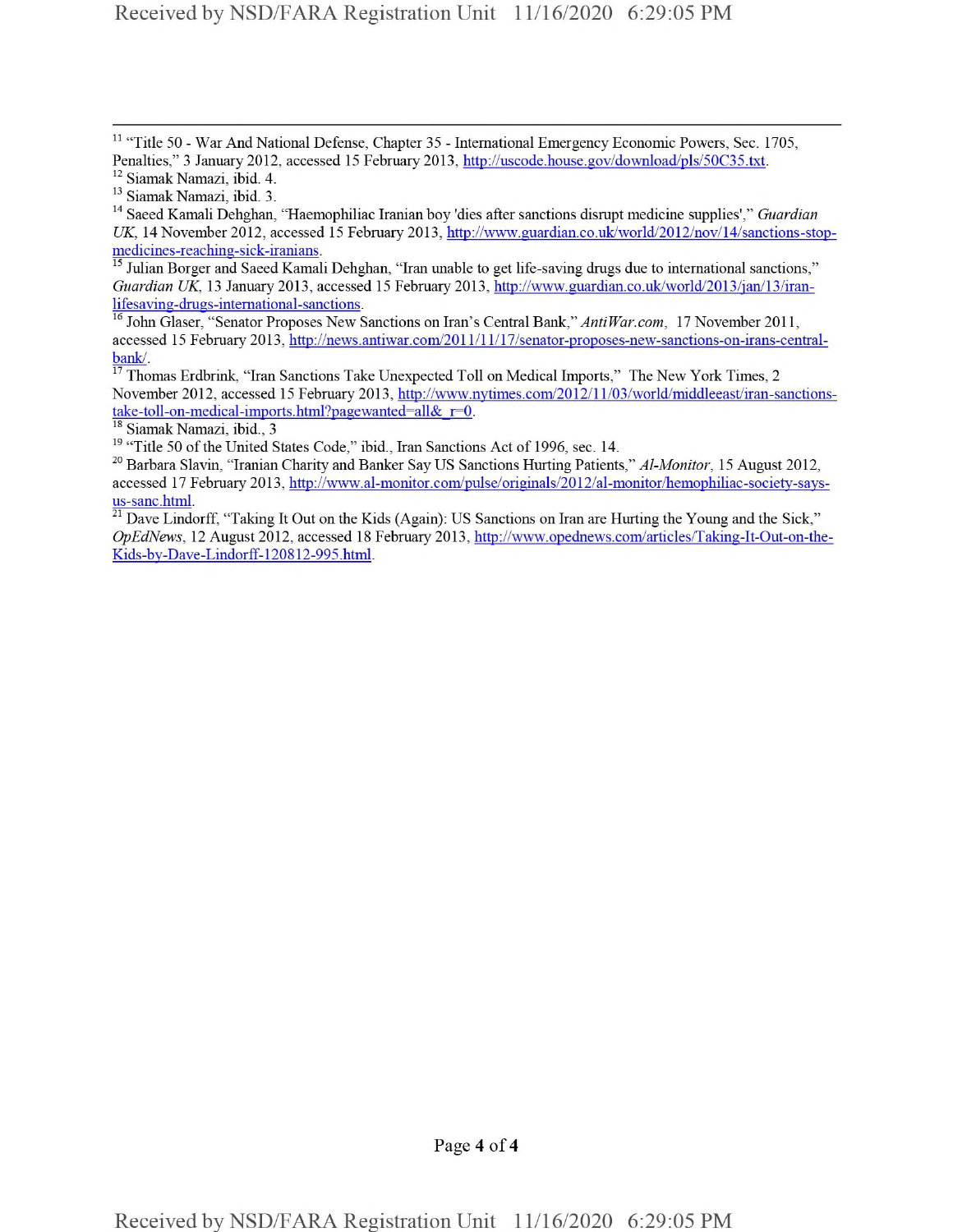[11] "Title 50 - War And National Defense, Chapter 35 - International Emergency Economic Powers, Sec. 1705, Penalties," 3 January 2012, accessed 15 February 2013, http://uscode.house.gov/download/pls/50C35.txt.

[12] Siamak Namazi, ibid. 4.

[13] Siamak Namazi, ibid. 3.

[14] Saeed Kamali Dehghan, "Haemophiliac Iranian boy 'dies after sanctions disrupt medicine supplies'," *Guardian UK*, 14 November 2012, accessed 15 February 2013, http://www.guardian.co.uk/world/2012/nov/14/sanctions-stop-medicines-reaching-sick-iranians.

[15] Julian Borger and Saeed Kamali Dehghan, "Iran unable to get life-saving drugs due to international sanctions," *Guardian UK*, 13 January 2013, accessed 15 February 2013, http://www.guardian.co.uk/world/2013/jan/13/iran-lifesaving-drugs-international-sanctions.

[16] John Glaser, "Senator Proposes New Sanctions on Iran's Central Bank," *AntiWar.com*, 17 November 2011, accessed 15 February 2013, http://news.antiwar.com/2011/11/17/senator-proposes-new-sanctions-on-irans-central-bank/.

[17] Thomas Erdbrink, "Iran Sanctions Take Unexpected Toll on Medical Imports," The New York Times, 2 November 2012, accessed 15 February 2013, http://www.nytimes.com/2012/11/03/world/middleeast/iran-sanctions-take-toll-on-medical-imports.html?pagewanted=all&_r=0.

[18] Siamak Namazi, ibid., 3

[19] "Title 50 of the United States Code," ibid., Iran Sanctions Act of 1996, sec. 14.

[20] Barbara Slavin, "Iranian Charity and Banker Say US Sanctions Hurting Patients," *Al-Monitor*, 15 August 2012, accessed 17 February 2013, http://www.al-monitor.com/pulse/originals/2012/al-monitor/hemophiliac-society-says-us-sanc.html.

[21] Dave Lindorff, "Taking It Out on the Kids (Again): US Sanctions on Iran are Hurting the Young and the Sick," *OpEdNews*, 12 August 2012, accessed 18 February 2013, http://www.opednews.com/articles/Taking-It-Out-on-the-Kids-by-Dave-Lindorff-120812-995.html.